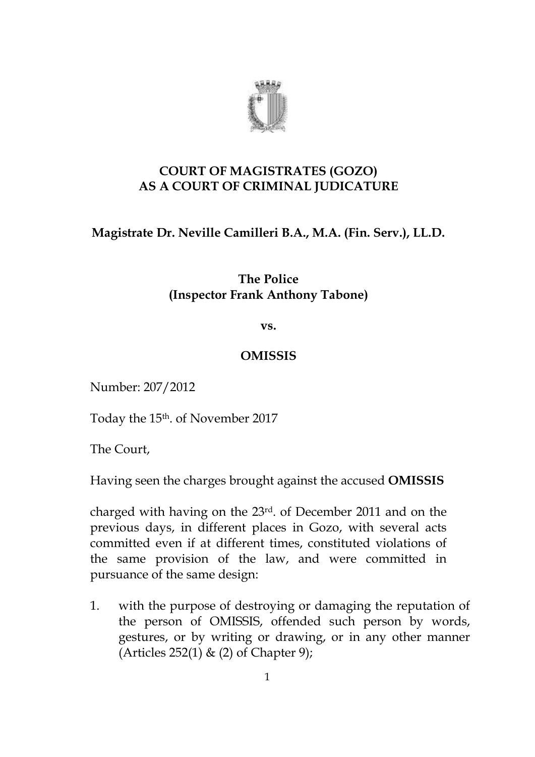**COURT OF MAGISTRATES (GOZO)**
**AS A COURT OF CRIMINAL JUDICATURE**

**Magistrate Dr. Neville Camilleri B.A., M.A. (Fin. Serv.), LL.D.**

**The Police**
**(Inspector Frank Anthony Tabone)**

**vs.**

**OMISSIS**

Number: 207/2012

Today the 15th. of November 2017

The Court,

Having seen the charges brought against the accused **OMISSIS**

charged with having on the 23rd. of December 2011 and on the previous days, in different places in Gozo, with several acts committed even if at different times, constituted violations of the same provision of the law, and were committed in pursuance of the same design:

1. with the purpose of destroying or damaging the reputation of the person of OMISSIS, offended such person by words, gestures, or by writing or drawing, or in any other manner (Articles 252(1) & (2) of Chapter 9);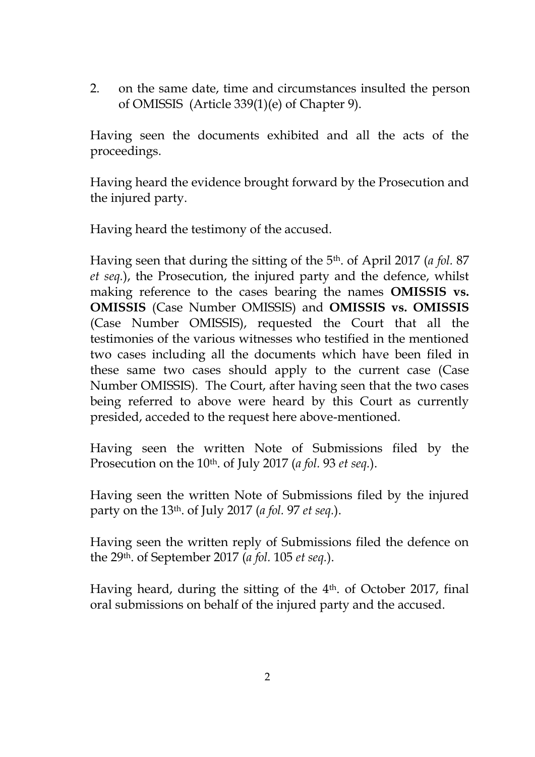2. on the same date, time and circumstances insulted the person of OMISSIS (Article 339(1)(e) of Chapter 9).

Having seen the documents exhibited and all the acts of the proceedings.

Having heard the evidence brought forward by the Prosecution and the injured party.

Having heard the testimony of the accused.

Having seen that during the sitting of the 5th. of April 2017 (*a fol.* 87 *et seq.*), the Prosecution, the injured party and the defence, whilst making reference to the cases bearing the names **OMISSIS vs. OMISSIS** (Case Number OMISSIS) and **OMISSIS vs. OMISSIS** (Case Number OMISSIS), requested the Court that all the testimonies of the various witnesses who testified in the mentioned two cases including all the documents which have been filed in these same two cases should apply to the current case (Case Number OMISSIS). The Court, after having seen that the two cases being referred to above were heard by this Court as currently presided, acceded to the request here above-mentioned.

Having seen the written Note of Submissions filed by the Prosecution on the 10th. of July 2017 (*a fol.* 93 *et seq.*).

Having seen the written Note of Submissions filed by the injured party on the 13th. of July 2017 (*a fol.* 97 *et seq.*).

Having seen the written reply of Submissions filed the defence on the 29th. of September 2017 (*a fol.* 105 *et seq.*).

Having heard, during the sitting of the 4th. of October 2017, final oral submissions on behalf of the injured party and the accused.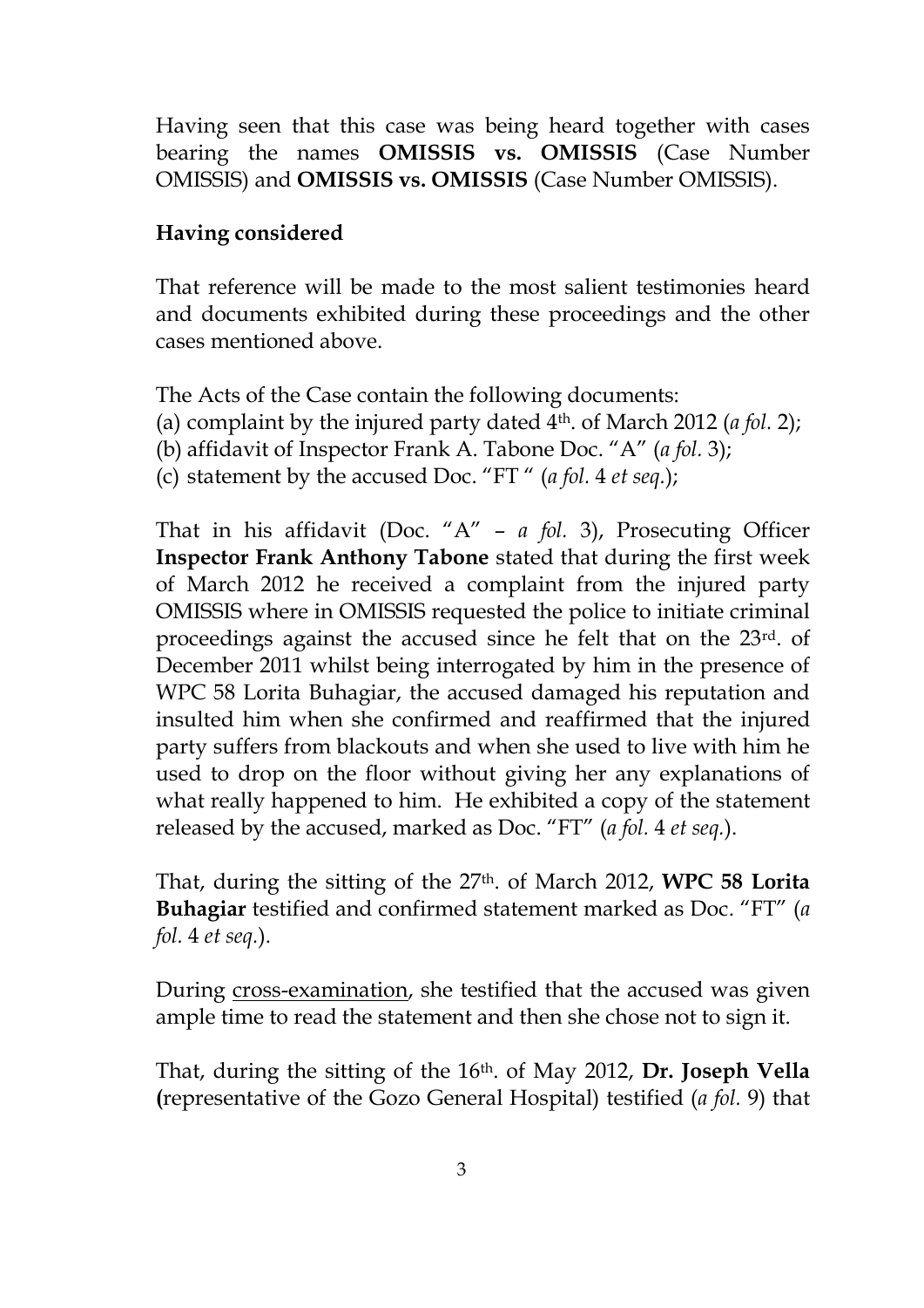Having seen that this case was being heard together with cases bearing the names **OMISSIS vs. OMISSIS** (Case Number OMISSIS) and **OMISSIS vs. OMISSIS** (Case Number OMISSIS).

**Having considered**

That reference will be made to the most salient testimonies heard and documents exhibited during these proceedings and the other cases mentioned above.

The Acts of the Case contain the following documents:
(a) complaint by the injured party dated 4th. of March 2012 (*a fol.* 2);
(b) affidavit of Inspector Frank A. Tabone Doc. "A" (*a fol.* 3);
(c) statement by the accused Doc. "FT " (*a fol.* 4 *et seq.*);

That in his affidavit (Doc. "A" – *a fol.* 3), Prosecuting Officer **Inspector Frank Anthony Tabone** stated that during the first week of March 2012 he received a complaint from the injured party OMISSIS where in OMISSIS requested the police to initiate criminal proceedings against the accused since he felt that on the 23rd. of December 2011 whilst being interrogated by him in the presence of WPC 58 Lorita Buhagiar, the accused damaged his reputation and insulted him when she confirmed and reaffirmed that the injured party suffers from blackouts and when she used to live with him he used to drop on the floor without giving her any explanations of what really happened to him. He exhibited a copy of the statement released by the accused, marked as Doc. "FT" (*a fol.* 4 *et seq.*).

That, during the sitting of the 27th. of March 2012, **WPC 58 Lorita Buhagiar** testified and confirmed statement marked as Doc. "FT" (*a fol.* 4 *et seq.*).

During cross-examination, she testified that the accused was given ample time to read the statement and then she chose not to sign it.

That, during the sitting of the 16th. of May 2012, **Dr. Joseph Vella (**representative of the Gozo General Hospital) testified (*a fol.* 9) that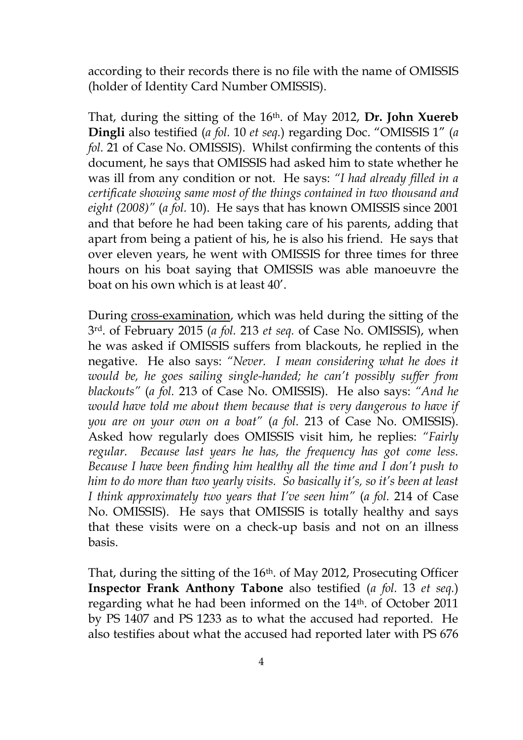according to their records there is no file with the name of OMISSIS (holder of Identity Card Number OMISSIS).

That, during the sitting of the 16th. of May 2012, **Dr. John Xuereb Dingli** also testified (*a fol.* 10 *et seq.*) regarding Doc. "OMISSIS 1" (*a fol.* 21 of Case No. OMISSIS). Whilst confirming the contents of this document, he says that OMISSIS had asked him to state whether he was ill from any condition or not. He says: *"I had already filled in a certificate showing same most of the things contained in two thousand and eight (2008)"* (*a fol.* 10). He says that has known OMISSIS since 2001 and that before he had been taking care of his parents, adding that apart from being a patient of his, he is also his friend. He says that over eleven years, he went with OMISSIS for three times for three hours on his boat saying that OMISSIS was able manoeuvre the boat on his own which is at least 40'.

During cross-examination, which was held during the sitting of the 3rd. of February 2015 (*a fol.* 213 *et seq.* of Case No. OMISSIS), when he was asked if OMISSIS suffers from blackouts, he replied in the negative. He also says: *"Never. I mean considering what he does it would be, he goes sailing single-handed; he can't possibly suffer from blackouts"* (*a fol.* 213 of Case No. OMISSIS). He also says: *"And he would have told me about them because that is very dangerous to have if you are on your own on a boat"* (*a fol.* 213 of Case No. OMISSIS). Asked how regularly does OMISSIS visit him, he replies: *"Fairly regular. Because last years he has, the frequency has got come less. Because I have been finding him healthy all the time and I don't push to him to do more than two yearly visits. So basically it's, so it's been at least I think approximately two years that I've seen him"* (*a fol.* 214 of Case No. OMISSIS). He says that OMISSIS is totally healthy and says that these visits were on a check-up basis and not on an illness basis.

That, during the sitting of the 16th. of May 2012, Prosecuting Officer **Inspector Frank Anthony Tabone** also testified (*a fol.* 13 *et seq.*) regarding what he had been informed on the 14th. of October 2011 by PS 1407 and PS 1233 as to what the accused had reported. He also testifies about what the accused had reported later with PS 676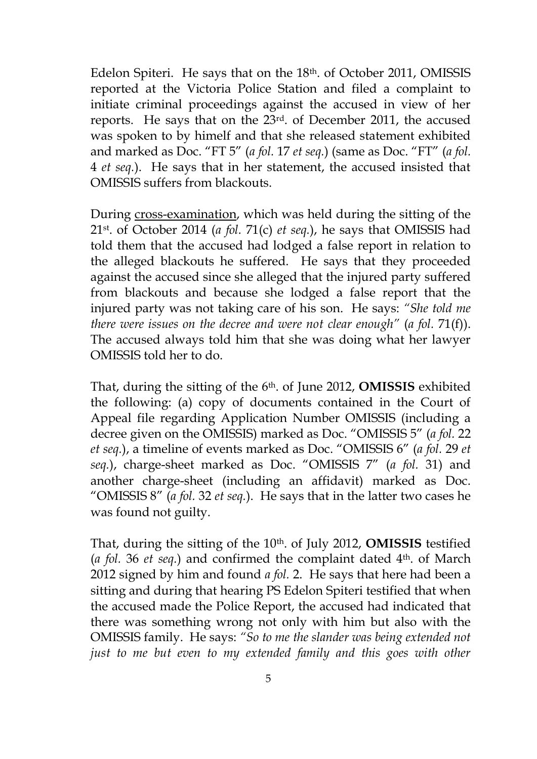Edelon Spiteri. He says that on the 18th. of October 2011, OMISSIS reported at the Victoria Police Station and filed a complaint to initiate criminal proceedings against the accused in view of her reports. He says that on the 23rd. of December 2011, the accused was spoken to by himelf and that she released statement exhibited and marked as Doc. "FT 5" (*a fol.* 17 *et seq.*) (same as Doc. "FT" (*a fol.* 4 *et seq.*). He says that in her statement, the accused insisted that OMISSIS suffers from blackouts.

During <u>cross-examination</u>, which was held during the sitting of the 21st. of October 2014 (*a fol.* 71(c) *et seq.*), he says that OMISSIS had told them that the accused had lodged a false report in relation to the alleged blackouts he suffered. He says that they proceeded against the accused since she alleged that the injured party suffered from blackouts and because she lodged a false report that the injured party was not taking care of his son. He says: *"She told me there were issues on the decree and were not clear enough"* (*a fol.* 71(f)). The accused always told him that she was doing what her lawyer OMISSIS told her to do.

That, during the sitting of the 6th. of June 2012, **OMISSIS** exhibited the following: (a) copy of documents contained in the Court of Appeal file regarding Application Number OMISSIS (including a decree given on the OMISSIS) marked as Doc. "OMISSIS 5" (*a fol.* 22 *et seq.*), a timeline of events marked as Doc. "OMISSIS 6" (*a fol.* 29 *et seq.*), charge-sheet marked as Doc. "OMISSIS 7" (*a fol.* 31) and another charge-sheet (including an affidavit) marked as Doc. "OMISSIS 8" (*a fol.* 32 *et seq.*). He says that in the latter two cases he was found not guilty.

That, during the sitting of the 10th. of July 2012, **OMISSIS** testified (*a fol.* 36 *et seq.*) and confirmed the complaint dated 4th. of March 2012 signed by him and found *a fol.* 2. He says that here had been a sitting and during that hearing PS Edelon Spiteri testified that when the accused made the Police Report, the accused had indicated that there was something wrong not only with him but also with the OMISSIS family. He says: *"So to me the slander was being extended not just to me but even to my extended family and this goes with other*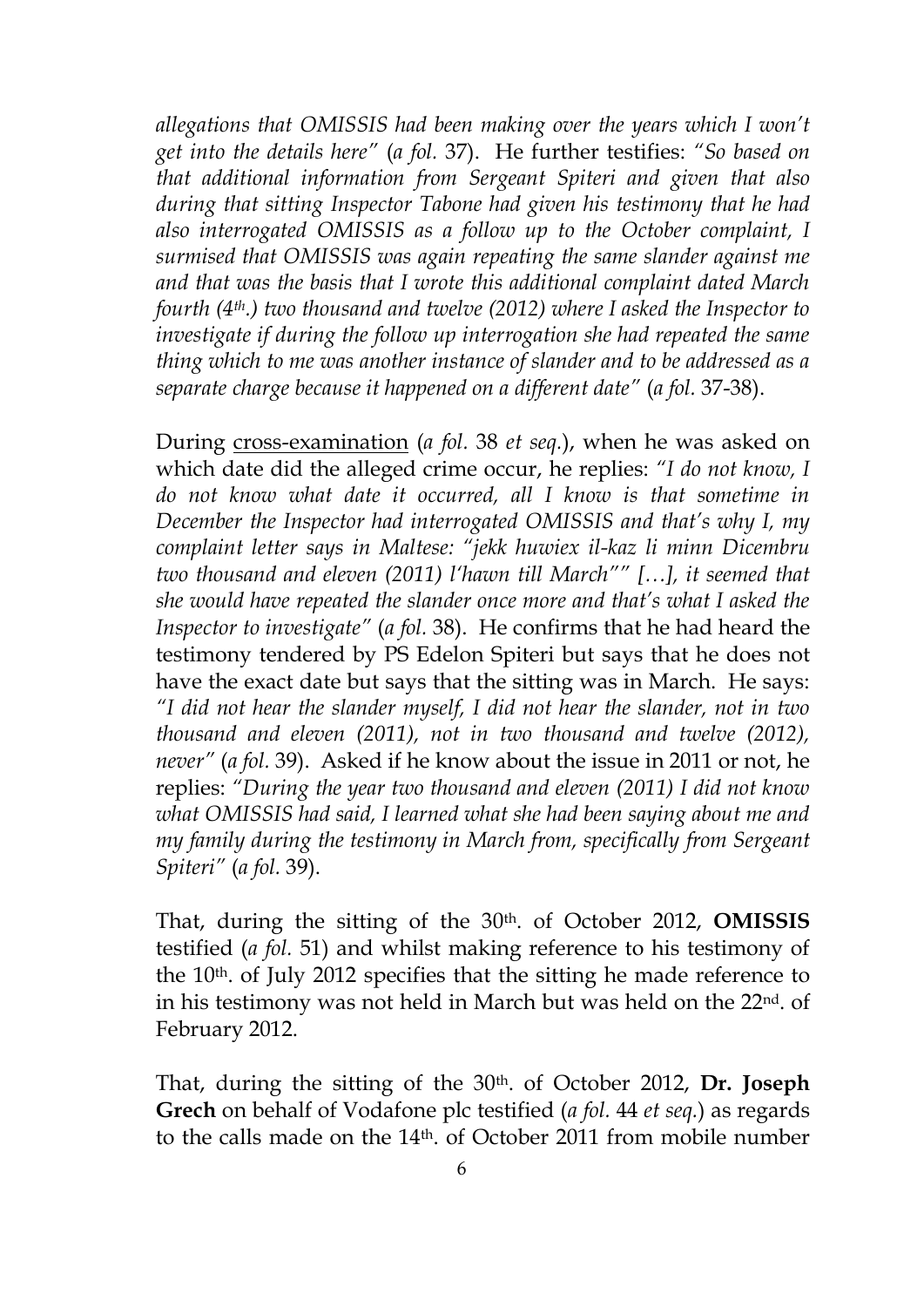*allegations that OMISSIS had been making over the years which I won't get into the details here"* (*a fol.* 37). He further testifies: *"So based on that additional information from Sergeant Spiteri and given that also during that sitting Inspector Tabone had given his testimony that he had also interrogated OMISSIS as a follow up to the October complaint, I surmised that OMISSIS was again repeating the same slander against me and that was the basis that I wrote this additional complaint dated March fourth (4th.) two thousand and twelve (2012) where I asked the Inspector to investigate if during the follow up interrogation she had repeated the same thing which to me was another instance of slander and to be addressed as a separate charge because it happened on a different date"* (*a fol.* 37-38).

During cross-examination (*a fol.* 38 *et seq.*), when he was asked on which date did the alleged crime occur, he replies: *"I do not know, I do not know what date it occurred, all I know is that sometime in December the Inspector had interrogated OMISSIS and that's why I, my complaint letter says in Maltese: "jekk huwiex il-kaz li minn Dicembru two thousand and eleven (2011) l'hawn till March"" […], it seemed that she would have repeated the slander once more and that's what I asked the Inspector to investigate"* (*a fol.* 38). He confirms that he had heard the testimony tendered by PS Edelon Spiteri but says that he does not have the exact date but says that the sitting was in March. He says: *"I did not hear the slander myself, I did not hear the slander, not in two thousand and eleven (2011), not in two thousand and twelve (2012), never"* (*a fol.* 39). Asked if he know about the issue in 2011 or not, he replies: *"During the year two thousand and eleven (2011) I did not know what OMISSIS had said, I learned what she had been saying about me and my family during the testimony in March from, specifically from Sergeant Spiteri"* (*a fol.* 39).

That, during the sitting of the 30th. of October 2012, **OMISSIS** testified (*a fol.* 51) and whilst making reference to his testimony of the 10th. of July 2012 specifies that the sitting he made reference to in his testimony was not held in March but was held on the 22nd. of February 2012.

That, during the sitting of the 30th. of October 2012, **Dr. Joseph Grech** on behalf of Vodafone plc testified (*a fol.* 44 *et seq.*) as regards to the calls made on the 14th. of October 2011 from mobile number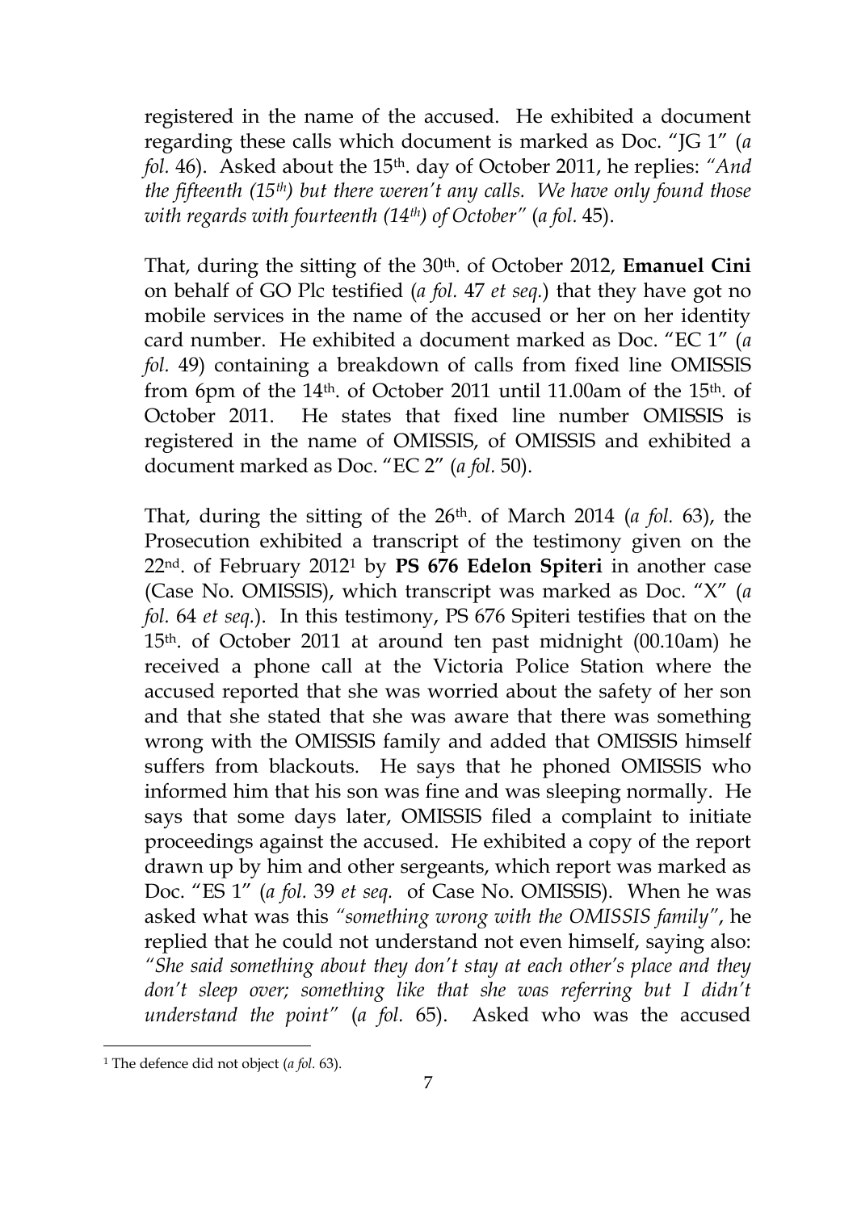registered in the name of the accused. He exhibited a document regarding these calls which document is marked as Doc. "JG 1" (*a fol.* 46). Asked about the 15th. day of October 2011, he replies: *"And the fifteenth (15th) but there weren't any calls. We have only found those with regards with fourteenth (14th) of October"* (*a fol.* 45).

That, during the sitting of the 30th. of October 2012, **Emanuel Cini** on behalf of GO Plc testified (*a fol.* 47 *et seq.*) that they have got no mobile services in the name of the accused or her on her identity card number. He exhibited a document marked as Doc. "EC 1" (*a fol.* 49) containing a breakdown of calls from fixed line OMISSIS from 6pm of the 14th. of October 2011 until 11.00am of the 15th. of October 2011. He states that fixed line number OMISSIS is registered in the name of OMISSIS, of OMISSIS and exhibited a document marked as Doc. "EC 2" (*a fol.* 50).

That, during the sitting of the 26th. of March 2014 (*a fol.* 63), the Prosecution exhibited a transcript of the testimony given on the 22nd. of February 2012[1] by **PS 676 Edelon Spiteri** in another case (Case No. OMISSIS), which transcript was marked as Doc. "X" (*a fol.* 64 *et seq.*). In this testimony, PS 676 Spiteri testifies that on the 15th. of October 2011 at around ten past midnight (00.10am) he received a phone call at the Victoria Police Station where the accused reported that she was worried about the safety of her son and that she stated that she was aware that there was something wrong with the OMISSIS family and added that OMISSIS himself suffers from blackouts. He says that he phoned OMISSIS who informed him that his son was fine and was sleeping normally. He says that some days later, OMISSIS filed a complaint to initiate proceedings against the accused. He exhibited a copy of the report drawn up by him and other sergeants, which report was marked as Doc. "ES 1" (*a fol.* 39 *et seq.* of Case No. OMISSIS). When he was asked what was this *"something wrong with the OMISSIS family"*, he replied that he could not understand not even himself, saying also: *"She said something about they don't stay at each other's place and they don't sleep over; something like that she was referring but I didn't understand the point"* (*a fol.* 65). Asked who was the accused

[1] The defence did not object (*a fol.* 63).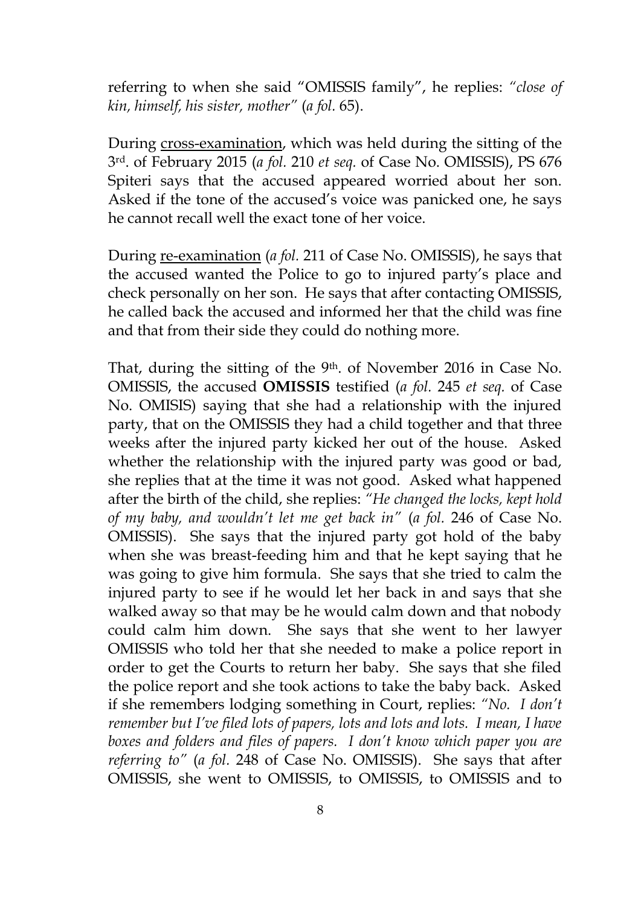referring to when she said "OMISSIS family", he replies: *"close of kin, himself, his sister, mother"* (*a fol.* 65).

During <u>cross-examination</u>, which was held during the sitting of the 3rd. of February 2015 (*a fol.* 210 *et seq.* of Case No. OMISSIS), PS 676 Spiteri says that the accused appeared worried about her son. Asked if the tone of the accused's voice was panicked one, he says he cannot recall well the exact tone of her voice.

During <u>re-examination</u> (*a fol.* 211 of Case No. OMISSIS), he says that the accused wanted the Police to go to injured party's place and check personally on her son. He says that after contacting OMISSIS, he called back the accused and informed her that the child was fine and that from their side they could do nothing more.

That, during the sitting of the 9th. of November 2016 in Case No. OMISSIS, the accused **OMISSIS** testified (*a fol.* 245 *et seq.* of Case No. OMISIS) saying that she had a relationship with the injured party, that on the OMISSIS they had a child together and that three weeks after the injured party kicked her out of the house. Asked whether the relationship with the injured party was good or bad, she replies that at the time it was not good. Asked what happened after the birth of the child, she replies: *"He changed the locks, kept hold of my baby, and wouldn't let me get back in"* (*a fol.* 246 of Case No. OMISSIS). She says that the injured party got hold of the baby when she was breast-feeding him and that he kept saying that he was going to give him formula. She says that she tried to calm the injured party to see if he would let her back in and says that she walked away so that may be he would calm down and that nobody could calm him down. She says that she went to her lawyer OMISSIS who told her that she needed to make a police report in order to get the Courts to return her baby. She says that she filed the police report and she took actions to take the baby back. Asked if she remembers lodging something in Court, replies: *"No. I don't remember but I've filed lots of papers, lots and lots and lots. I mean, I have boxes and folders and files of papers. I don't know which paper you are referring to"* (*a fol.* 248 of Case No. OMISSIS). She says that after OMISSIS, she went to OMISSIS, to OMISSIS, to OMISSIS and to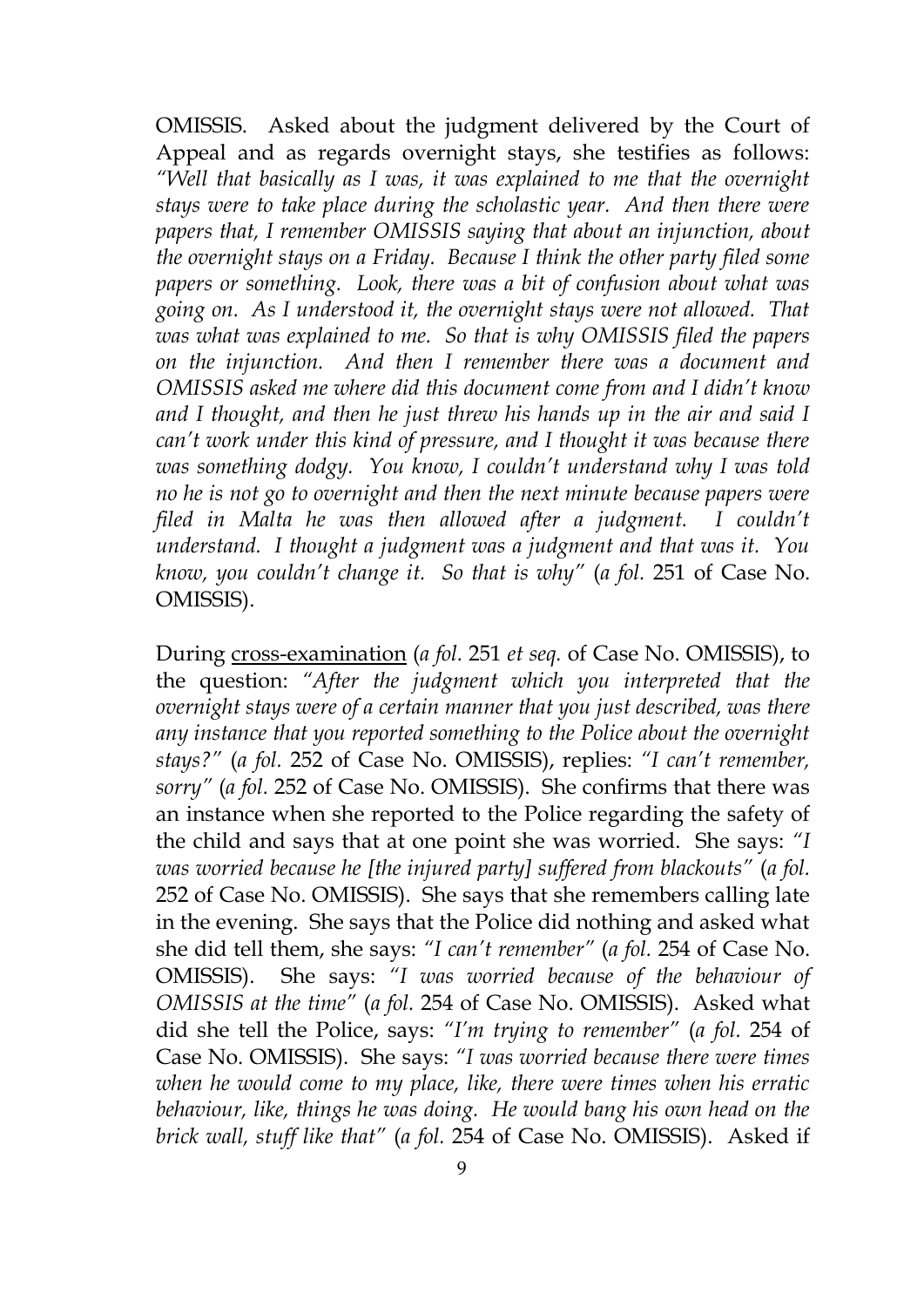OMISSIS. Asked about the judgment delivered by the Court of Appeal and as regards overnight stays, she testifies as follows: *"Well that basically as I was, it was explained to me that the overnight stays were to take place during the scholastic year. And then there were papers that, I remember OMISSIS saying that about an injunction, about the overnight stays on a Friday. Because I think the other party filed some papers or something. Look, there was a bit of confusion about what was going on. As I understood it, the overnight stays were not allowed. That was what was explained to me. So that is why OMISSIS filed the papers on the injunction. And then I remember there was a document and OMISSIS asked me where did this document come from and I didn't know and I thought, and then he just threw his hands up in the air and said I can't work under this kind of pressure, and I thought it was because there was something dodgy. You know, I couldn't understand why I was told no he is not go to overnight and then the next minute because papers were filed in Malta he was then allowed after a judgment. I couldn't understand. I thought a judgment was a judgment and that was it. You know, you couldn't change it. So that is why"* (*a fol.* 251 of Case No. OMISSIS).

During <u>cross-examination</u> (*a fol.* 251 *et seq.* of Case No. OMISSIS), to the question: *"After the judgment which you interpreted that the overnight stays were of a certain manner that you just described, was there any instance that you reported something to the Police about the overnight stays?"* (*a fol.* 252 of Case No. OMISSIS), replies: *"I can't remember, sorry"* (*a fol.* 252 of Case No. OMISSIS). She confirms that there was an instance when she reported to the Police regarding the safety of the child and says that at one point she was worried. She says: *"I was worried because he [the injured party] suffered from blackouts"* (*a fol.* 252 of Case No. OMISSIS). She says that she remembers calling late in the evening. She says that the Police did nothing and asked what she did tell them, she says: *"I can't remember"* (*a fol.* 254 of Case No. OMISSIS). She says: *"I was worried because of the behaviour of OMISSIS at the time"* (*a fol.* 254 of Case No. OMISSIS). Asked what did she tell the Police, says: *"I'm trying to remember"* (*a fol.* 254 of Case No. OMISSIS). She says: *"I was worried because there were times when he would come to my place, like, there were times when his erratic behaviour, like, things he was doing. He would bang his own head on the brick wall, stuff like that"* (*a fol.* 254 of Case No. OMISSIS). Asked if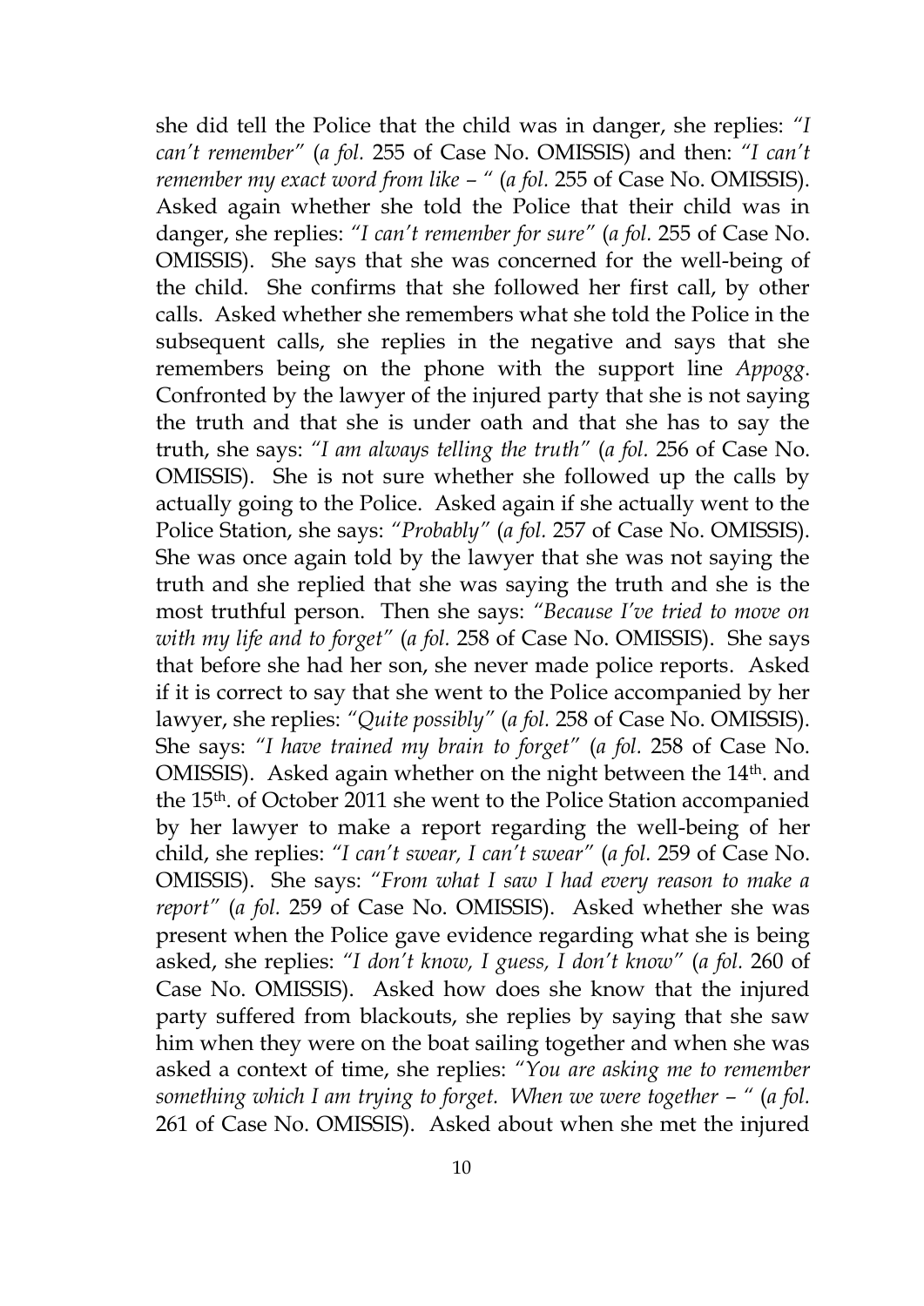she did tell the Police that the child was in danger, she replies: *"I can't remember"* (*a fol.* 255 of Case No. OMISSIS) and then: *"I can't remember my exact word from like – "* (*a fol.* 255 of Case No. OMISSIS). Asked again whether she told the Police that their child was in danger, she replies: *"I can't remember for sure"* (*a fol.* 255 of Case No. OMISSIS). She says that she was concerned for the well-being of the child. She confirms that she followed her first call, by other calls. Asked whether she remembers what she told the Police in the subsequent calls, she replies in the negative and says that she remembers being on the phone with the support line *Appogg*. Confronted by the lawyer of the injured party that she is not saying the truth and that she is under oath and that she has to say the truth, she says: *"I am always telling the truth"* (*a fol.* 256 of Case No. OMISSIS). She is not sure whether she followed up the calls by actually going to the Police. Asked again if she actually went to the Police Station, she says: *"Probably"* (*a fol.* 257 of Case No. OMISSIS). She was once again told by the lawyer that she was not saying the truth and she replied that she was saying the truth and she is the most truthful person. Then she says: *"Because I've tried to move on with my life and to forget"* (*a fol.* 258 of Case No. OMISSIS). She says that before she had her son, she never made police reports. Asked if it is correct to say that she went to the Police accompanied by her lawyer, she replies: *"Quite possibly"* (*a fol.* 258 of Case No. OMISSIS). She says: *"I have trained my brain to forget"* (*a fol.* 258 of Case No. OMISSIS). Asked again whether on the night between the 14th. and the 15th. of October 2011 she went to the Police Station accompanied by her lawyer to make a report regarding the well-being of her child, she replies: *"I can't swear, I can't swear"* (*a fol.* 259 of Case No. OMISSIS). She says: *"From what I saw I had every reason to make a report"* (*a fol.* 259 of Case No. OMISSIS). Asked whether she was present when the Police gave evidence regarding what she is being asked, she replies: *"I don't know, I guess, I don't know"* (*a fol.* 260 of Case No. OMISSIS). Asked how does she know that the injured party suffered from blackouts, she replies by saying that she saw him when they were on the boat sailing together and when she was asked a context of time, she replies: *"You are asking me to remember something which I am trying to forget. When we were together – "* (*a fol.* 261 of Case No. OMISSIS). Asked about when she met the injured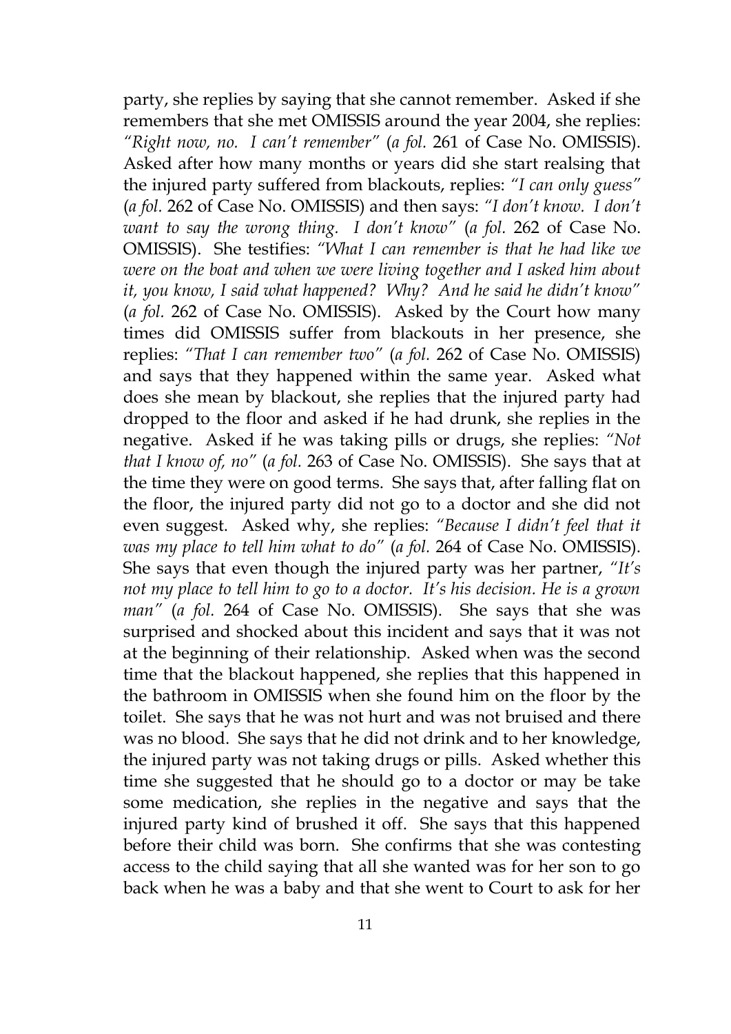party, she replies by saying that she cannot remember. Asked if she remembers that she met OMISSIS around the year 2004, she replies: *"Right now, no. I can't remember"* (*a fol.* 261 of Case No. OMISSIS). Asked after how many months or years did she start realsing that the injured party suffered from blackouts, replies: *"I can only guess"* (*a fol.* 262 of Case No. OMISSIS) and then says: *"I don't know. I don't want to say the wrong thing. I don't know"* (*a fol.* 262 of Case No. OMISSIS). She testifies: *"What I can remember is that he had like we were on the boat and when we were living together and I asked him about it, you know, I said what happened? Why? And he said he didn't know"* (*a fol.* 262 of Case No. OMISSIS). Asked by the Court how many times did OMISSIS suffer from blackouts in her presence, she replies: *"That I can remember two"* (*a fol.* 262 of Case No. OMISSIS) and says that they happened within the same year. Asked what does she mean by blackout, she replies that the injured party had dropped to the floor and asked if he had drunk, she replies in the negative. Asked if he was taking pills or drugs, she replies: *"Not that I know of, no"* (*a fol.* 263 of Case No. OMISSIS). She says that at the time they were on good terms. She says that, after falling flat on the floor, the injured party did not go to a doctor and she did not even suggest. Asked why, she replies: *"Because I didn't feel that it was my place to tell him what to do"* (*a fol.* 264 of Case No. OMISSIS). She says that even though the injured party was her partner, *"It's not my place to tell him to go to a doctor. It's his decision. He is a grown man"* (*a fol.* 264 of Case No. OMISSIS). She says that she was surprised and shocked about this incident and says that it was not at the beginning of their relationship. Asked when was the second time that the blackout happened, she replies that this happened in the bathroom in OMISSIS when she found him on the floor by the toilet. She says that he was not hurt and was not bruised and there was no blood. She says that he did not drink and to her knowledge, the injured party was not taking drugs or pills. Asked whether this time she suggested that he should go to a doctor or may be take some medication, she replies in the negative and says that the injured party kind of brushed it off. She says that this happened before their child was born. She confirms that she was contesting access to the child saying that all she wanted was for her son to go back when he was a baby and that she went to Court to ask for her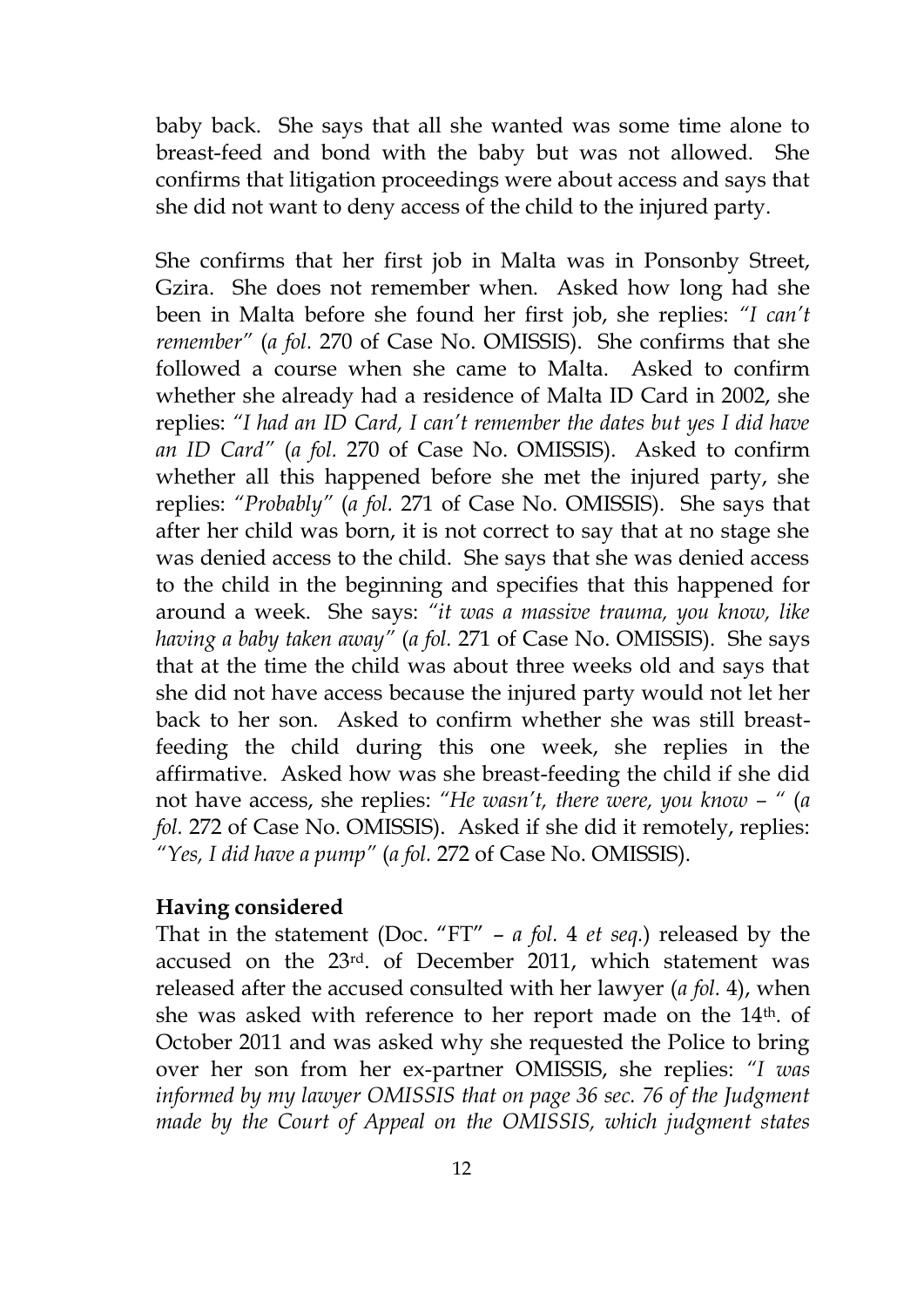baby back. She says that all she wanted was some time alone to breast-feed and bond with the baby but was not allowed. She confirms that litigation proceedings were about access and says that she did not want to deny access of the child to the injured party.

She confirms that her first job in Malta was in Ponsonby Street, Gzira. She does not remember when. Asked how long had she been in Malta before she found her first job, she replies: *"I can't remember"* (*a fol.* 270 of Case No. OMISSIS). She confirms that she followed a course when she came to Malta. Asked to confirm whether she already had a residence of Malta ID Card in 2002, she replies: *"I had an ID Card, I can't remember the dates but yes I did have an ID Card"* (*a fol.* 270 of Case No. OMISSIS). Asked to confirm whether all this happened before she met the injured party, she replies: *"Probably"* (*a fol.* 271 of Case No. OMISSIS). She says that after her child was born, it is not correct to say that at no stage she was denied access to the child. She says that she was denied access to the child in the beginning and specifies that this happened for around a week. She says: *"it was a massive trauma, you know, like having a baby taken away"* (*a fol.* 271 of Case No. OMISSIS). She says that at the time the child was about three weeks old and says that she did not have access because the injured party would not let her back to her son. Asked to confirm whether she was still breast-feeding the child during this one week, she replies in the affirmative. Asked how was she breast-feeding the child if she did not have access, she replies: *"He wasn't, there were, you know – "* (*a fol.* 272 of Case No. OMISSIS). Asked if she did it remotely, replies: *"Yes, I did have a pump"* (*a fol.* 272 of Case No. OMISSIS).

**Having considered**

That in the statement (Doc. "FT" – *a fol.* 4 *et seq.*) released by the accused on the 23rd. of December 2011, which statement was released after the accused consulted with her lawyer (*a fol.* 4), when she was asked with reference to her report made on the 14th. of October 2011 and was asked why she requested the Police to bring over her son from her ex-partner OMISSIS, she replies: *"I was informed by my lawyer OMISSIS that on page 36 sec. 76 of the Judgment made by the Court of Appeal on the OMISSIS, which judgment states*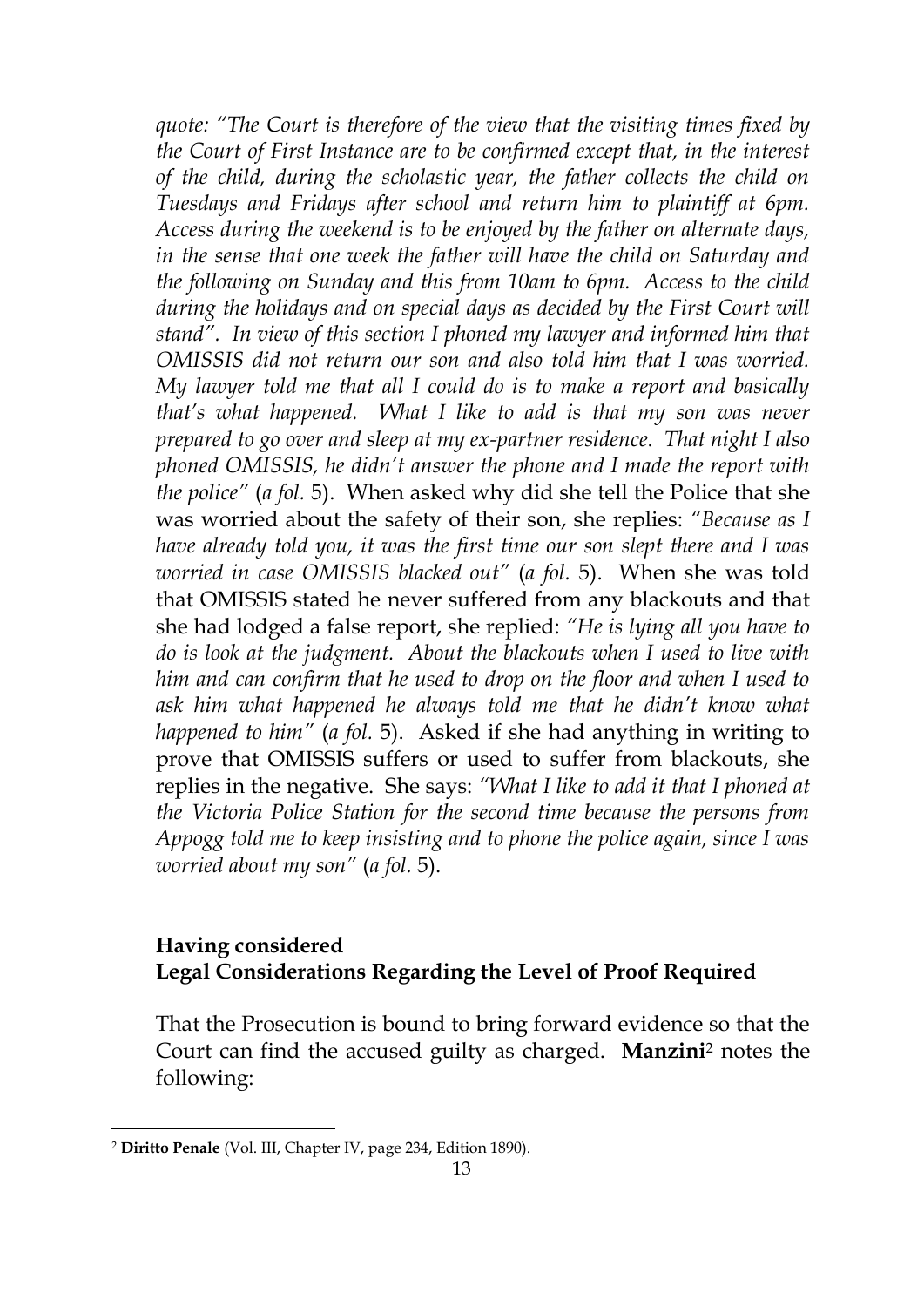*quote: "The Court is therefore of the view that the visiting times fixed by the Court of First Instance are to be confirmed except that, in the interest of the child, during the scholastic year, the father collects the child on Tuesdays and Fridays after school and return him to plaintiff at 6pm. Access during the weekend is to be enjoyed by the father on alternate days, in the sense that one week the father will have the child on Saturday and the following on Sunday and this from 10am to 6pm. Access to the child during the holidays and on special days as decided by the First Court will stand". In view of this section I phoned my lawyer and informed him that OMISSIS did not return our son and also told him that I was worried. My lawyer told me that all I could do is to make a report and basically that's what happened. What I like to add is that my son was never prepared to go over and sleep at my ex-partner residence. That night I also phoned OMISSIS, he didn't answer the phone and I made the report with the police"* (*a fol.* 5). When asked why did she tell the Police that she was worried about the safety of their son, she replies: *"Because as I have already told you, it was the first time our son slept there and I was worried in case OMISSIS blacked out"* (*a fol.* 5). When she was told that OMISSIS stated he never suffered from any blackouts and that she had lodged a false report, she replied: *"He is lying all you have to do is look at the judgment. About the blackouts when I used to live with him and can confirm that he used to drop on the floor and when I used to ask him what happened he always told me that he didn't know what happened to him"* (*a fol.* 5). Asked if she had anything in writing to prove that OMISSIS suffers or used to suffer from blackouts, she replies in the negative. She says: *"What I like to add it that I phoned at the Victoria Police Station for the second time because the persons from Appogg told me to keep insisting and to phone the police again, since I was worried about my son"* (*a fol.* 5).

**Having considered**
**Legal Considerations Regarding the Level of Proof Required**

That the Prosecution is bound to bring forward evidence so that the Court can find the accused guilty as charged. **Manzini**[2] notes the following:

[2] **Diritto Penale** (Vol. III, Chapter IV, page 234, Edition 1890).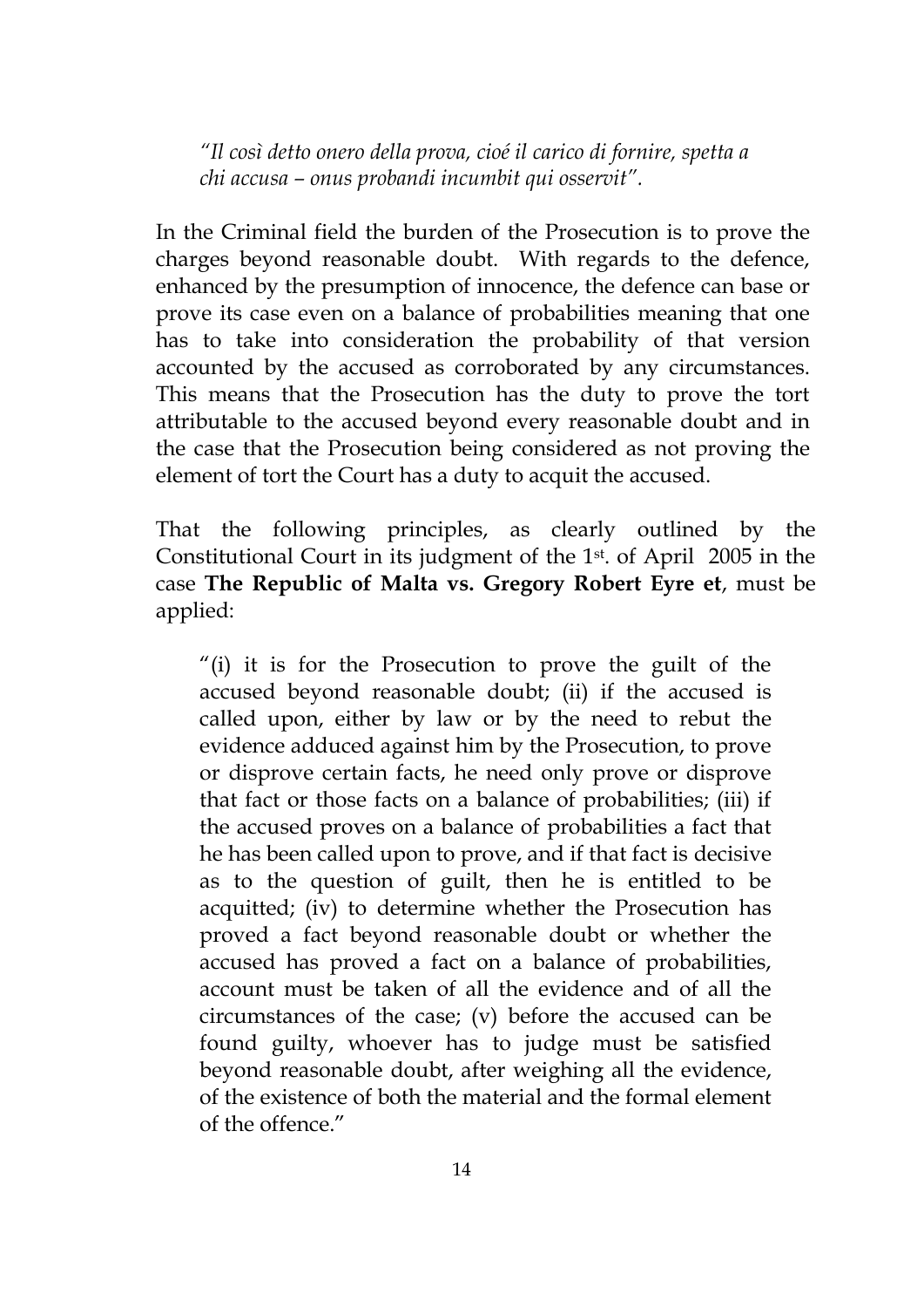*"Il così detto onero della prova, cioé il carico di fornire, spetta a chi accusa – onus probandi incumbit qui osservit".*

In the Criminal field the burden of the Prosecution is to prove the charges beyond reasonable doubt. With regards to the defence, enhanced by the presumption of innocence, the defence can base or prove its case even on a balance of probabilities meaning that one has to take into consideration the probability of that version accounted by the accused as corroborated by any circumstances. This means that the Prosecution has the duty to prove the tort attributable to the accused beyond every reasonable doubt and in the case that the Prosecution being considered as not proving the element of tort the Court has a duty to acquit the accused.

That the following principles, as clearly outlined by the Constitutional Court in its judgment of the 1st. of April 2005 in the case **The Republic of Malta vs. Gregory Robert Eyre et**, must be applied:

> "(i) it is for the Prosecution to prove the guilt of the accused beyond reasonable doubt; (ii) if the accused is called upon, either by law or by the need to rebut the evidence adduced against him by the Prosecution, to prove or disprove certain facts, he need only prove or disprove that fact or those facts on a balance of probabilities; (iii) if the accused proves on a balance of probabilities a fact that he has been called upon to prove, and if that fact is decisive as to the question of guilt, then he is entitled to be acquitted; (iv) to determine whether the Prosecution has proved a fact beyond reasonable doubt or whether the accused has proved a fact on a balance of probabilities, account must be taken of all the evidence and of all the circumstances of the case; (v) before the accused can be found guilty, whoever has to judge must be satisfied beyond reasonable doubt, after weighing all the evidence, of the existence of both the material and the formal element of the offence."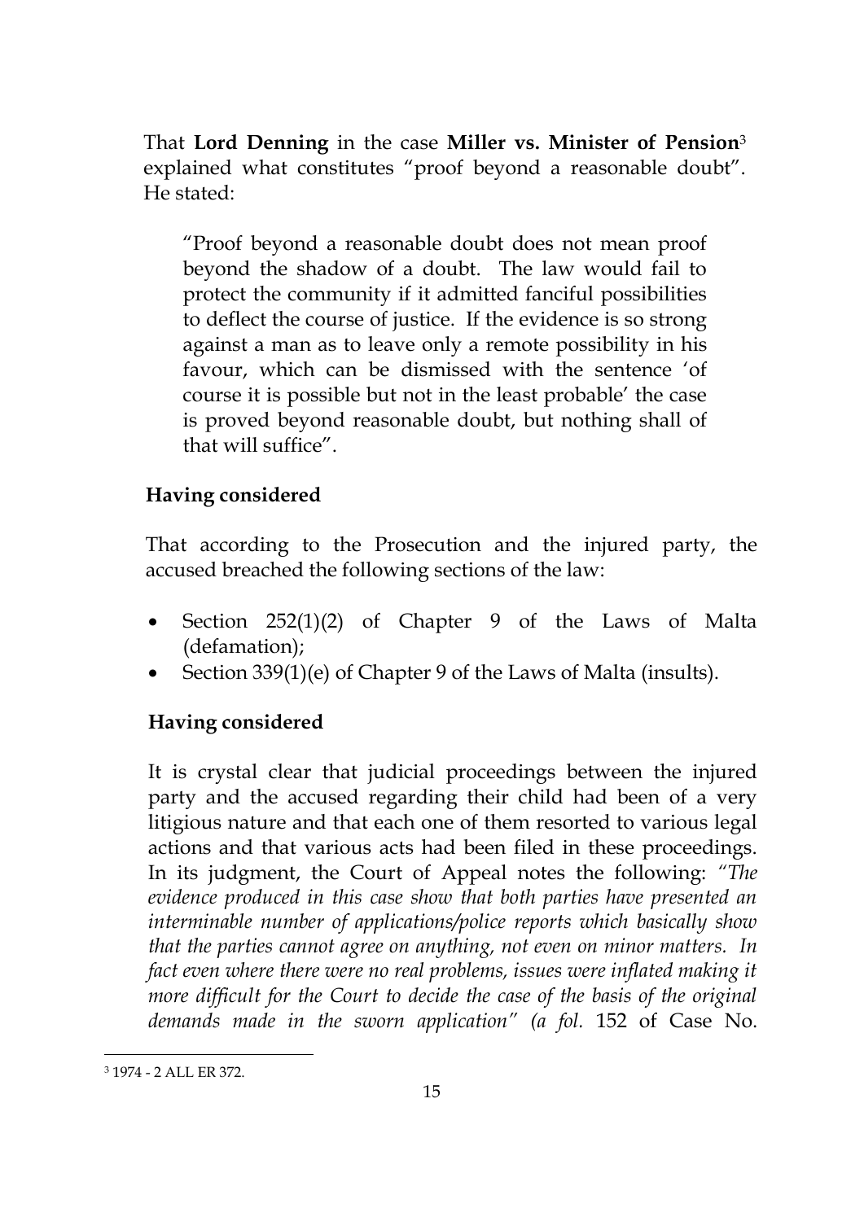That **Lord Denning** in the case **Miller vs. Minister of Pension**[3] explained what constitutes "proof beyond a reasonable doubt". He stated:

> "Proof beyond a reasonable doubt does not mean proof beyond the shadow of a doubt. The law would fail to protect the community if it admitted fanciful possibilities to deflect the course of justice. If the evidence is so strong against a man as to leave only a remote possibility in his favour, which can be dismissed with the sentence 'of course it is possible but not in the least probable' the case is proved beyond reasonable doubt, but nothing shall of that will suffice".

**Having considered**

That according to the Prosecution and the injured party, the accused breached the following sections of the law:

- Section 252(1)(2) of Chapter 9 of the Laws of Malta (defamation);
- Section 339(1)(e) of Chapter 9 of the Laws of Malta (insults).

**Having considered**

It is crystal clear that judicial proceedings between the injured party and the accused regarding their child had been of a very litigious nature and that each one of them resorted to various legal actions and that various acts had been filed in these proceedings. In its judgment, the Court of Appeal notes the following: "*The evidence produced in this case show that both parties have presented an interminable number of applications/police reports which basically show that the parties cannot agree on anything, not even on minor matters. In fact even where there were no real problems, issues were inflated making it more difficult for the Court to decide the case of the basis of the original demands made in the sworn application" (a fol.* 152 of Case No.

---

[3] 1974 - 2 ALL ER 372.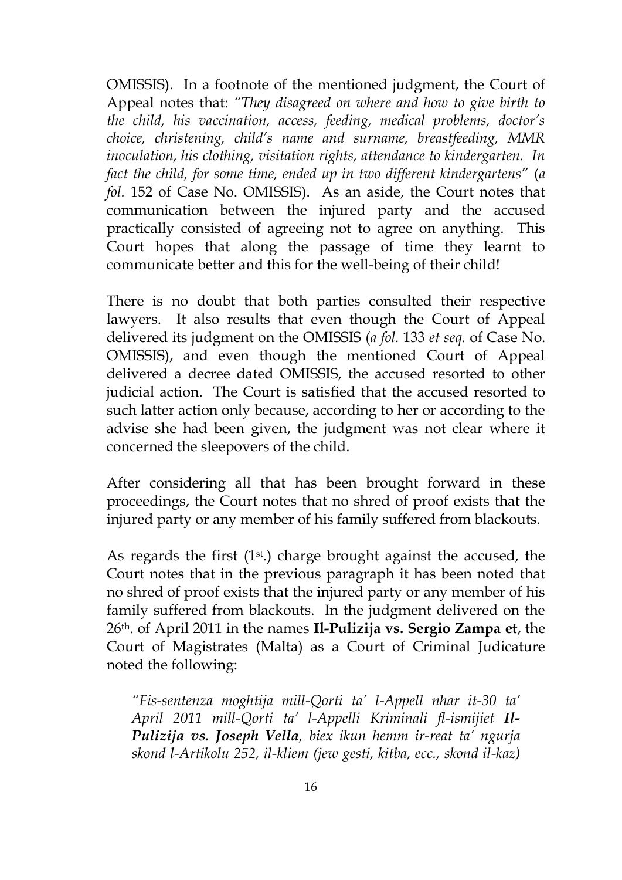OMISSIS). In a footnote of the mentioned judgment, the Court of Appeal notes that: *"They disagreed on where and how to give birth to the child, his vaccination, access, feeding, medical problems, doctor's choice, christening, child's name and surname, breastfeeding, MMR inoculation, his clothing, visitation rights, attendance to kindergarten. In fact the child, for some time, ended up in two different kindergartens"* (*a fol.* 152 of Case No. OMISSIS). As an aside, the Court notes that communication between the injured party and the accused practically consisted of agreeing not to agree on anything. This Court hopes that along the passage of time they learnt to communicate better and this for the well-being of their child!

There is no doubt that both parties consulted their respective lawyers. It also results that even though the Court of Appeal delivered its judgment on the OMISSIS (*a fol.* 133 *et seq.* of Case No. OMISSIS), and even though the mentioned Court of Appeal delivered a decree dated OMISSIS, the accused resorted to other judicial action. The Court is satisfied that the accused resorted to such latter action only because, according to her or according to the advise she had been given, the judgment was not clear where it concerned the sleepovers of the child.

After considering all that has been brought forward in these proceedings, the Court notes that no shred of proof exists that the injured party or any member of his family suffered from blackouts.

As regards the first (1st.) charge brought against the accused, the Court notes that in the previous paragraph it has been noted that no shred of proof exists that the injured party or any member of his family suffered from blackouts. In the judgment delivered on the 26th. of April 2011 in the names **Il-Pulizija vs. Sergio Zampa et**, the Court of Magistrates (Malta) as a Court of Criminal Judicature noted the following:

> *"Fis-sentenza moghtija mill-Qorti ta' l-Appell nhar it-30 ta' April 2011 mill-Qorti ta' l-Appelli Kriminali fl-ismijiet **Il-Pulizija vs. Joseph Vella**, biex ikun hemm ir-reat ta' ngurja skond l-Artikolu 252, il-kliem (jew gesti, kitba, ecc., skond il-kaz)*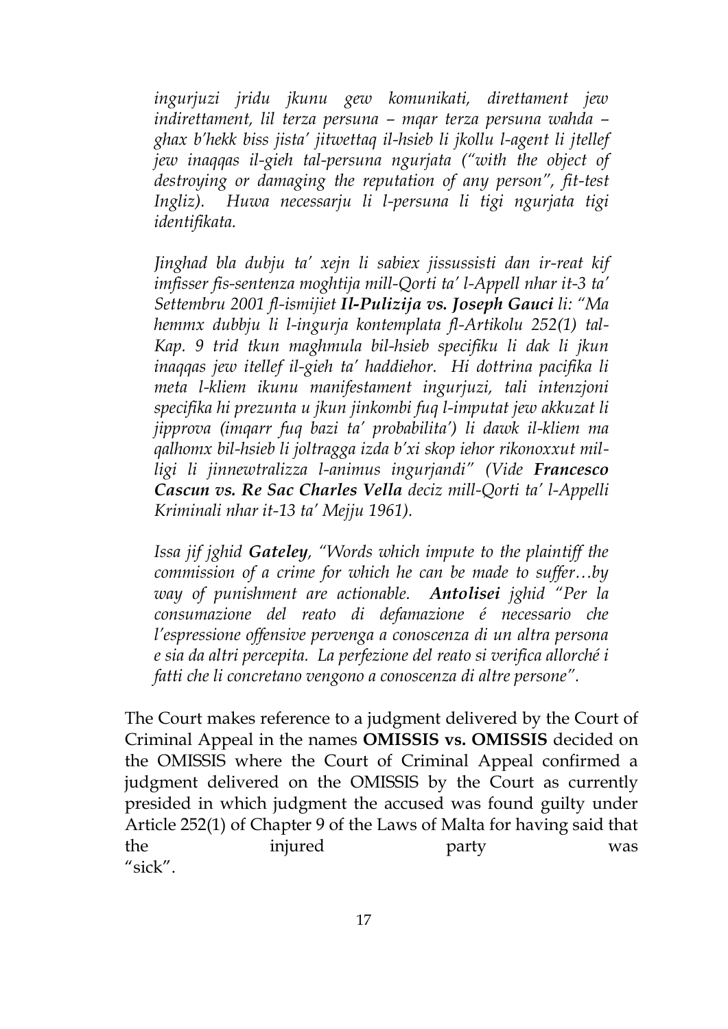*ingurjuzi jridu jkunu gew komunikati, direttament jew indirettament, lil terza persuna – mqar terza persuna wahda – ghax b'hekk biss jista' jitwettaq il-hsieb li jkollu l-agent li jtellef jew inaqqas il-gieh tal-persuna ngurjata ("with the object of destroying or damaging the reputation of any person", fit-test Ingliz). Huwa necessarju li l-persuna li tigi ngurjata tigi identifikata.*

*Jinghad bla dubju ta' xejn li sabiex jissussisti dan ir-reat kif imfisser fis-sentenza moghtija mill-Qorti ta' l-Appell nhar it-3 ta' Settembru 2001 fl-ismijiet **Il-Pulizija vs. Joseph Gauci** li: "Ma hemmx dubbju li l-ingurja kontemplata fl-Artikolu 252(1) tal-Kap. 9 trid tkun maghmula bil-hsieb specifiku li dak li jkun inaqqas jew itellef il-gieh ta' haddiehor. Hi dottrina pacifika li meta l-kliem ikunu manifestament ingurjuzi, tali intenzjoni specifika hi prezunta u jkun jinkombi fuq l-imputat jew akkuzat li jipprova (imqarr fuq bazi ta' probabilita') li dawk il-kliem ma qalhomx bil-hsieb li joltragga izda b'xi skop iehor rikonoxxut mil-ligi li jinnewtralizza l-animus ingurjandi" (Vide **Francesco Cascun vs. Re Sac Charles Vella** deciz mill-Qorti ta' l-Appelli Kriminali nhar it-13 ta' Mejju 1961).*

*Issa jif jghid **Gateley**, "Words which impute to the plaintiff the commission of a crime for which he can be made to suffer…by way of punishment are actionable. **Antolisei** jghid "Per la consumazione del reato di defamazione é necessario che l'espressione offensive pervenga a conoscenza di un altra persona e sia da altri percepita. La perfezione del reato si verifica allorché i fatti che li concretano vengono a conoscenza di altre persone".*

The Court makes reference to a judgment delivered by the Court of Criminal Appeal in the names **OMISSIS vs. OMISSIS** decided on the OMISSIS where the Court of Criminal Appeal confirmed a judgment delivered on the OMISSIS by the Court as currently presided in which judgment the accused was found guilty under Article 252(1) of Chapter 9 of the Laws of Malta for having said that the injured party was "sick".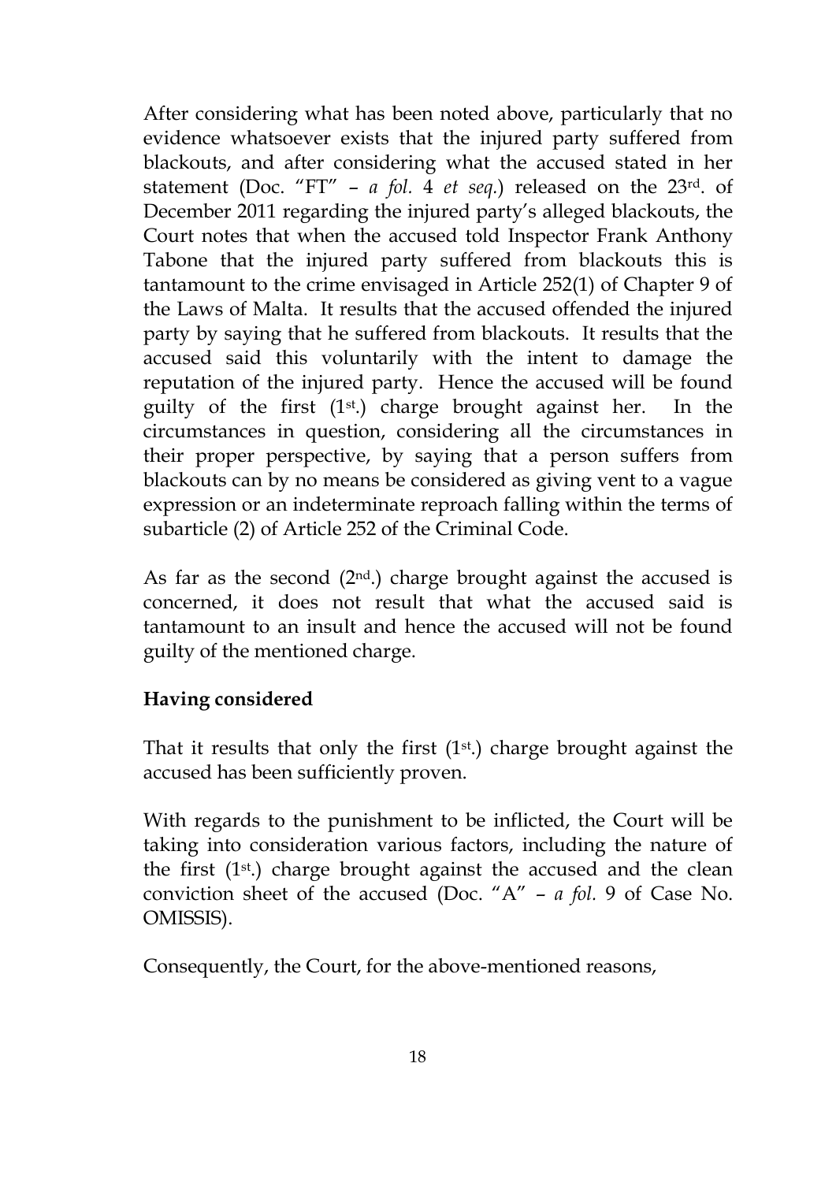After considering what has been noted above, particularly that no evidence whatsoever exists that the injured party suffered from blackouts, and after considering what the accused stated in her statement (Doc. "FT" – *a fol.* 4 *et seq.*) released on the 23rd. of December 2011 regarding the injured party's alleged blackouts, the Court notes that when the accused told Inspector Frank Anthony Tabone that the injured party suffered from blackouts this is tantamount to the crime envisaged in Article 252(1) of Chapter 9 of the Laws of Malta. It results that the accused offended the injured party by saying that he suffered from blackouts. It results that the accused said this voluntarily with the intent to damage the reputation of the injured party. Hence the accused will be found guilty of the first (1st.) charge brought against her. In the circumstances in question, considering all the circumstances in their proper perspective, by saying that a person suffers from blackouts can by no means be considered as giving vent to a vague expression or an indeterminate reproach falling within the terms of subarticle (2) of Article 252 of the Criminal Code.

As far as the second (2nd.) charge brought against the accused is concerned, it does not result that what the accused said is tantamount to an insult and hence the accused will not be found guilty of the mentioned charge.

**Having considered**

That it results that only the first (1st.) charge brought against the accused has been sufficiently proven.

With regards to the punishment to be inflicted, the Court will be taking into consideration various factors, including the nature of the first (1st.) charge brought against the accused and the clean conviction sheet of the accused (Doc. "A" – *a fol.* 9 of Case No. OMISSIS).

Consequently, the Court, for the above-mentioned reasons,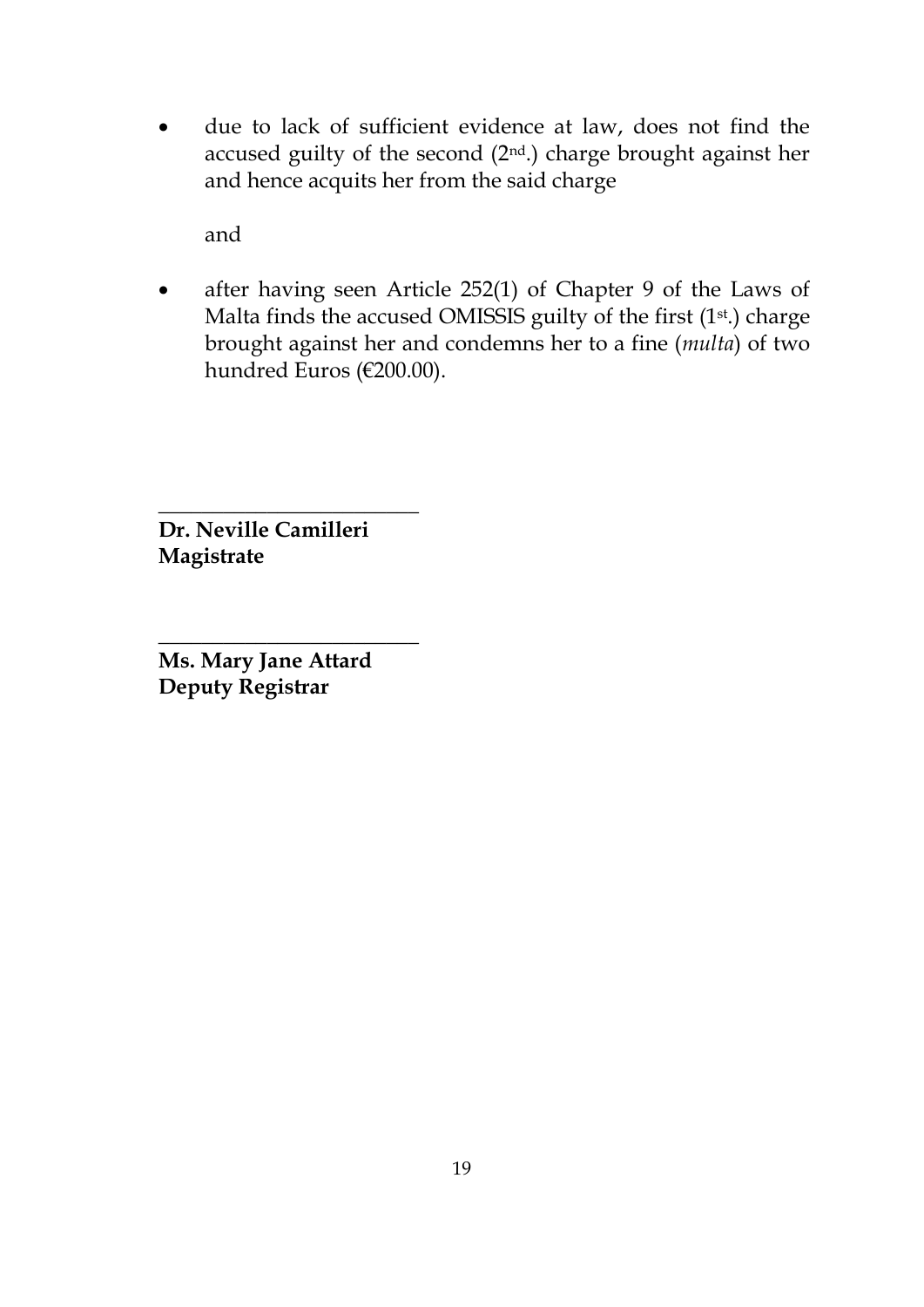- due to lack of sufficient evidence at law, does not find the accused guilty of the second (2nd.) charge brought against her and hence acquits her from the said charge

  and

- after having seen Article 252(1) of Chapter 9 of the Laws of Malta finds the accused OMISSIS guilty of the first (1st.) charge brought against her and condemns her to a fine (*multa*) of two hundred Euros (€200.00).

\_\_\_\_\_\_\_\_\_\_\_\_\_\_\_\_\_\_\_\_\_\_\_\_\_

**Dr. Neville Camilleri**
**Magistrate**

\_\_\_\_\_\_\_\_\_\_\_\_\_\_\_\_\_\_\_\_\_\_\_\_\_

**Ms. Mary Jane Attard**
**Deputy Registrar**